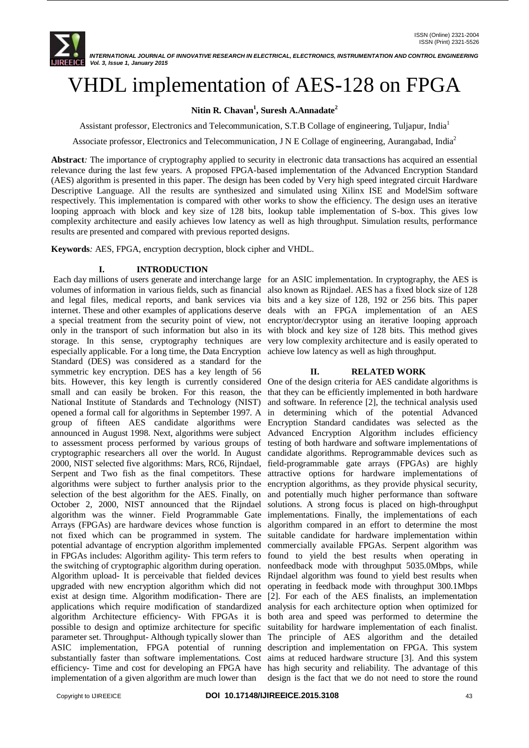# VHDL implementation of AES-128 on FPGA

**Nitin R. Chavan[1], Suresh A.Annadate[2]**

Assistant professor, Electronics and Telecommunication, S.T.B Collage of engineering, Tuljapur, India[1]

Associate professor, Electronics and Telecommunication, J N E Collage of engineering, Aurangabad, India[2]

**Abstract**: The importance of cryptography applied to security in electronic data transactions has acquired an essential relevance during the last few years. A proposed FPGA-based implementation of the Advanced Encryption Standard (AES) algorithm is presented in this paper. The design has been coded by Very high speed integrated circuit Hardware Descriptive Language. All the results are synthesized and simulated using Xilinx ISE and ModelSim software respectively. This implementation is compared with other works to show the efficiency. The design uses an iterative looping approach with block and key size of 128 bits, lookup table implementation of S-box. This gives low complexity architecture and easily achieves low latency as well as high throughput. Simulation results, performance results are presented and compared with previous reported designs.

**Keywords**: AES, FPGA, encryption decryption, block cipher and VHDL.

## I. INTRODUCTION

Each day millions of users generate and interchange large volumes of information in various fields, such as financial and legal files, medical reports, and bank services via internet. These and other examples of applications deserve a special treatment from the security point of view, not only in the transport of such information but also in its storage. In this sense, cryptography techniques are especially applicable. For a long time, the Data Encryption Standard (DES) was considered as a standard for the symmetric key encryption. DES has a key length of 56 bits. However, this key length is currently considered small and can easily be broken. For this reason, the National Institute of Standards and Technology (NIST) opened a formal call for algorithms in September 1997. A group of fifteen AES candidate algorithms were announced in August 1998. Next, algorithms were subject to assessment process performed by various groups of cryptographic researchers all over the world. In August 2000, NIST selected five algorithms: Mars, RC6, Rijndael, Serpent and Two fish as the final competitors. These algorithms were subject to further analysis prior to the selection of the best algorithm for the AES. Finally, on October 2, 2000, NIST announced that the Rijndael algorithm was the winner. Field Programmable Gate Arrays (FPGAs) are hardware devices whose function is not fixed which can be programmed in system. The potential advantage of encryption algorithm implemented in FPGAs includes: Algorithm agility- This term refers to the switching of cryptographic algorithm during operation. Algorithm upload- It is perceivable that fielded devices upgraded with new encryption algorithm which did not exist at design time. Algorithm modification- There are applications which require modification of standardized algorithm Architecture efficiency- With FPGAs it is possible to design and optimize architecture for specific parameter set. Throughput- Although typically slower than ASIC implementation, FPGA potential of running substantially faster than software implementations. Cost efficiency- Time and cost for developing an FPGA have implementation of a given algorithm are much lower than for an ASIC implementation. In cryptography, the AES is also known as Rijndael. AES has a fixed block size of 128 bits and a key size of 128, 192 or 256 bits. This paper deals with an FPGA implementation of an AES encryptor/decryptor using an iterative looping approach with block and key size of 128 bits. This method gives very low complexity architecture and is easily operated to achieve low latency as well as high throughput.

## II. RELATED WORK

One of the design criteria for AES candidate algorithms is that they can be efficiently implemented in both hardware and software. In reference [2], the technical analysis used in determining which of the potential Advanced Encryption Standard candidates was selected as the Advanced Encryption Algorithm includes efficiency testing of both hardware and software implementations of candidate algorithms. Reprogrammable devices such as field-programmable gate arrays (FPGAs) are highly attractive options for hardware implementations of encryption algorithms, as they provide physical security, and potentially much higher performance than software solutions. A strong focus is placed on high-throughput implementations. Finally, the implementations of each algorithm compared in an effort to determine the most suitable candidate for hardware implementation within commercially available FPGAs. Serpent algorithm was found to yield the best results when operating in nonfeedback mode with throughput 5035.0Mbps, while Rijndael algorithm was found to yield best results when operating in feedback mode with throughput 300.1Mbps [2]. For each of the AES finalists, an implementation analysis for each architecture option when optimized for both area and speed was performed to determine the suitability for hardware implementation of each finalist. The principle of AES algorithm and the detailed description and implementation on FPGA. This system aims at reduced hardware structure [3]. And this system has high security and reliability. The advantage of this design is the fact that we do not need to store the round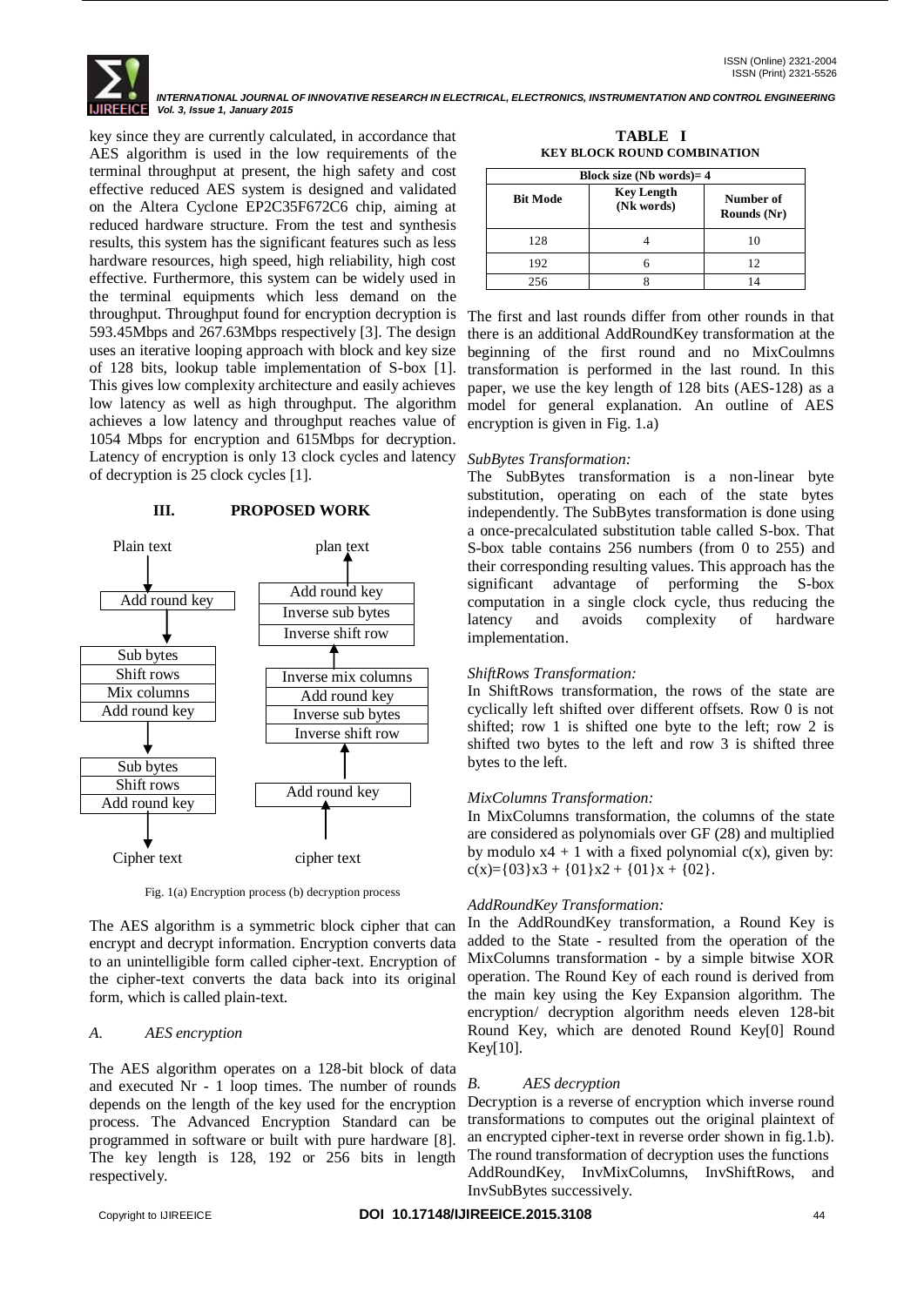key since they are currently calculated, in accordance that AES algorithm is used in the low requirements of the terminal throughput at present, the high safety and cost effective reduced AES system is designed and validated on the Altera Cyclone EP2C35F672C6 chip, aiming at reduced hardware structure. From the test and synthesis results, this system has the significant features such as less hardware resources, high speed, high reliability, high cost effective. Furthermore, this system can be widely used in the terminal equipments which less demand on the throughput. Throughput found for encryption decryption is 593.45Mbps and 267.63Mbps respectively [3]. The design uses an iterative looping approach with block and key size of 128 bits, lookup table implementation of S-box [1]. This gives low complexity architecture and easily achieves low latency as well as high throughput. The algorithm achieves a low latency and throughput reaches value of 1054 Mbps for encryption and 615Mbps for decryption. Latency of encryption is only 13 clock cycles and latency of decryption is 25 clock cycles [1].

## III. PROPOSED WORK

Fig. 1(a) Encryption process (b) decryption process

The AES algorithm is a symmetric block cipher that can encrypt and decrypt information. Encryption converts data to an unintelligible form called cipher-text. Encryption of the cipher-text converts the data back into its original form, which is called plain-text.

### A. AES encryption

The AES algorithm operates on a 128-bit block of data and executed Nr - 1 loop times. The number of rounds depends on the length of the key used for the encryption process. The Advanced Encryption Standard can be programmed in software or built with pure hardware [8]. The key length is 128, 192 or 256 bits in length respectively.

**TABLE I**
**KEY BLOCK ROUND COMBINATION**

| Block size (Nb words)= 4 | | |
|---|---|---|
| **Bit Mode** | **Key Length (Nk words)** | **Number of Rounds (Nr)** |
| 128 | 4 | 10 |
| 192 | 6 | 12 |
| 256 | 8 | 14 |

The first and last rounds differ from other rounds in that there is an additional AddRoundKey transformation at the beginning of the first round and no MixCoulmns transformation is performed in the last round. In this paper, we use the key length of 128 bits (AES-128) as a model for general explanation. An outline of AES encryption is given in Fig. 1.a)

*SubBytes Transformation:*

The SubBytes transformation is a non-linear byte substitution, operating on each of the state bytes independently. The SubBytes transformation is done using a once-precalculated substitution table called S-box. That S-box table contains 256 numbers (from 0 to 255) and their corresponding resulting values. This approach has the significant advantage of performing the S-box computation in a single clock cycle, thus reducing the latency and avoids complexity of hardware implementation.

*ShiftRows Transformation:*

In ShiftRows transformation, the rows of the state are cyclically left shifted over different offsets. Row 0 is not shifted; row 1 is shifted one byte to the left; row 2 is shifted two bytes to the left and row 3 is shifted three bytes to the left.

*MixColumns Transformation:*

In MixColumns transformation, the columns of the state are considered as polynomials over GF (28) and multiplied by modulo $x4 + 1$ with a fixed polynomial $c(x)$, given by: $c(x)=\{03\}x3 + \{01\}x2 + \{01\}x + \{02\}$.

*AddRoundKey Transformation:*

In the AddRoundKey transformation, a Round Key is added to the State - resulted from the operation of the MixColumns transformation - by a simple bitwise XOR operation. The Round Key of each round is derived from the main key using the Key Expansion algorithm. The encryption/ decryption algorithm needs eleven 128-bit Round Key, which are denoted Round Key[0] Round Key[10].

### B. AES decryption

Decryption is a reverse of encryption which inverse round transformations to computes out the original plaintext of an encrypted cipher-text in reverse order shown in fig.1.b). The round transformation of decryption uses the functions AddRoundKey, InvMixColumns, InvShiftRows, and InvSubBytes successively.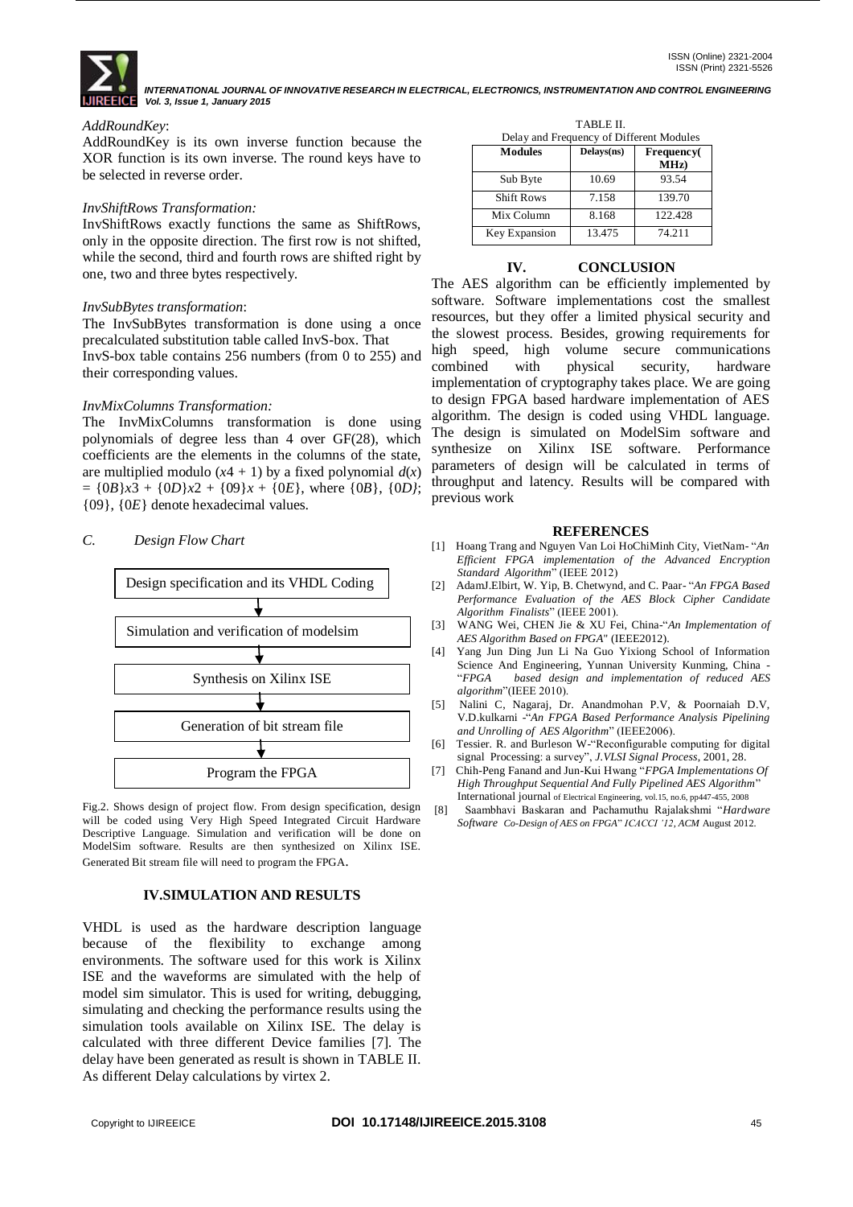*AddRoundKey*:

AddRoundKey is its own inverse function because the XOR function is its own inverse. The round keys have to be selected in reverse order.

*InvShiftRows Transformation:*

InvShiftRows exactly functions the same as ShiftRows, only in the opposite direction. The first row is not shifted, while the second, third and fourth rows are shifted right by one, two and three bytes respectively.

*InvSubBytes transformation*:

The InvSubBytes transformation is done using a once precalculated substitution table called InvS-box. That InvS-box table contains 256 numbers (from 0 to 255) and their corresponding values.

*InvMixColumns Transformation:*

The InvMixColumns transformation is done using polynomials of degree less than 4 over GF(28), which coefficients are the elements in the columns of the state, are multiplied modulo $(x4 + 1)$ by a fixed polynomial $d(x) = \{0B\}x3 + \{0D\}x2 + \{09\}x + \{0E\}$, where $\{0B\}$, $\{0D\}$; $\{09\}$, $\{0E\}$ denote hexadecimal values.

### C. Design Flow Chart

Design specification and its VHDL Coding

Simulation and verification of modelsim

Synthesis on Xilinx ISE

Generation of bit stream file

Program the FPGA

Fig.2. Shows design of project flow. From design specification, design will be coded using Very High Speed Integrated Circuit Hardware Descriptive Language. Simulation and verification will be done on ModelSim software. Results are then synthesized on Xilinx ISE. Generated Bit stream file will need to program the FPGA.

## IV.SIMULATION AND RESULTS

VHDL is used as the hardware description language because of the flexibility to exchange among environments. The software used for this work is Xilinx ISE and the waveforms are simulated with the help of model sim simulator. This is used for writing, debugging, simulating and checking the performance results using the simulation tools available on Xilinx ISE. The delay is calculated with three different Device families [7]. The delay have been generated as result is shown in TABLE II. As different Delay calculations by virtex 2.

TABLE II.
Delay and Frequency of Different Modules

| Modules | Delays(ns) | Frequency( MHz) |
|---|---|---|
| Sub Byte | 10.69 | 93.54 |
| Shift Rows | 7.158 | 139.70 |
| Mix Column | 8.168 | 122.428 |
| Key Expansion | 13.475 | 74.211 |

## IV. CONCLUSION

The AES algorithm can be efficiently implemented by software. Software implementations cost the smallest resources, but they offer a limited physical security and the slowest process. Besides, growing requirements for high speed, high volume secure communications combined with physical security, hardware implementation of cryptography takes place. We are going to design FPGA based hardware implementation of AES algorithm. The design is coded using VHDL language. The design is simulated on ModelSim software and synthesize on Xilinx ISE software. Performance parameters of design will be calculated in terms of throughput and latency. Results will be compared with previous work

## REFERENCES

[1] Hoang Trang and Nguyen Van Loi HoChiMinh City, VietNam- "*An Efficient FPGA implementation of the Advanced Encryption Standard Algorithm*" (IEEE 2012)

[2] AdamJ.Elbirt, W. Yip, B. Chetwynd, and C. Paar- "*An FPGA Based Performance Evaluation of the AES Block Cipher Candidate Algorithm Finalists*" (IEEE 2001).

[3] WANG Wei, CHEN Jie & XU Fei, China-"*An Implementation of AES Algorithm Based on FPGA*" (IEEE2012).

[4] Yang Jun Ding Jun Li Na Guo Yixiong School of Information Science And Engineering, Yunnan University Kunming, China - "*FPGA based design and implementation of reduced AES algorithm*"(IEEE 2010).

[5] Nalini C, Nagaraj, Dr. Anandmohan P.V, & Poornaiah D.V, V.D.kulkarni -"*An FPGA Based Performance Analysis Pipelining and Unrolling of AES Algorithm*" (IEEE2006).

[6] Tessier. R. and Burleson W-"Reconfigurable computing for digital signal Processing: a survey", *J.VLSI Signal Process*, 2001, 28.

[7] Chih-Peng Fanand and Jun-Kui Hwang "*FPGA Implementations Of High Throughput Sequential And Fully Pipelined AES Algorithm*" International journal of Electrical Engineering, vol.15, no.6, pp447-455, 2008

[8] Saambhavi Baskaran and Pachamuthu Rajalakshmi "*Hardware Software Co-Design of AES on FPGA*" *ICACCI '12, ACM* August 2012.